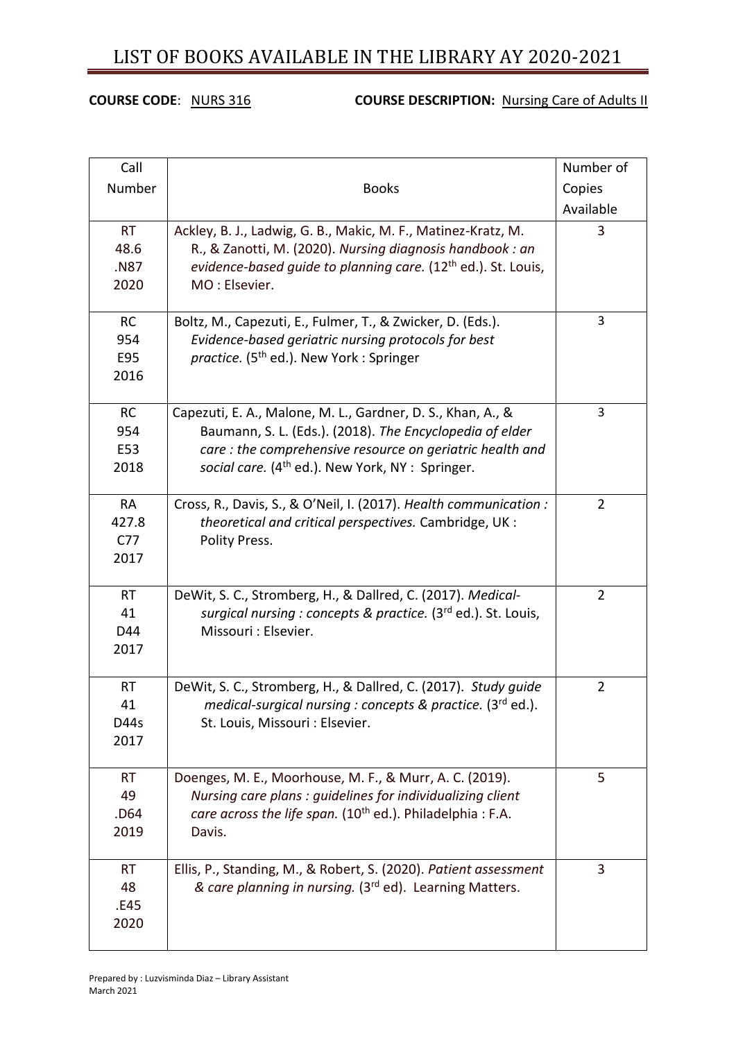# LIST OF BOOKS AVAILABLE IN THE LIBRARY AY 2020-2021

**COURSE CODE**: NURS 316 **COURSE DESCRIPTION:** Nursing Care of Adults II

| Call Number | Books | Number of Copies Available |
|---|---|---|
| RT 48.6 .N87 2020 | Ackley, B. J., Ladwig, G. B., Makic, M. F., Matinez-Kratz, M. R., & Zanotti, M. (2020). *Nursing diagnosis handbook : an evidence-based guide to planning care.* (12th ed.). St. Louis, MO : Elsevier. | 3 |
| RC 954 E95 2016 | Boltz, M., Capezuti, E., Fulmer, T., & Zwicker, D. (Eds.). *Evidence-based geriatric nursing protocols for best practice.* (5th ed.). New York : Springer | 3 |
| RC 954 E53 2018 | Capezuti, E. A., Malone, M. L., Gardner, D. S., Khan, A., & Baumann, S. L. (Eds.). (2018). *The Encyclopedia of elder care : the comprehensive resource on geriatric health and social care.* (4th ed.). New York, NY : Springer. | 3 |
| RA 427.8 C77 2017 | Cross, R., Davis, S., & O'Neil, I. (2017). *Health communication : theoretical and critical perspectives.* Cambridge, UK : Polity Press. | 2 |
| RT 41 D44 2017 | DeWit, S. C., Stromberg, H., & Dallred, C. (2017). *Medical-surgical nursing : concepts & practice.* (3rd ed.). St. Louis, Missouri : Elsevier. | 2 |
| RT 41 D44s 2017 | DeWit, S. C., Stromberg, H., & Dallred, C. (2017). *Study guide medical-surgical nursing : concepts & practice.* (3rd ed.). St. Louis, Missouri : Elsevier. | 2 |
| RT 49 .D64 2019 | Doenges, M. E., Moorhouse, M. F., & Murr, A. C. (2019). *Nursing care plans : guidelines for individualizing client care across the life span.* (10th ed.). Philadelphia : F.A. Davis. | 5 |
| RT 48 .E45 2020 | Ellis, P., Standing, M., & Robert, S. (2020). *Patient assessment & care planning in nursing.* (3rd ed). Learning Matters. | 3 |

Prepared by : Luzvisminda Diaz – Library Assistant
March 2021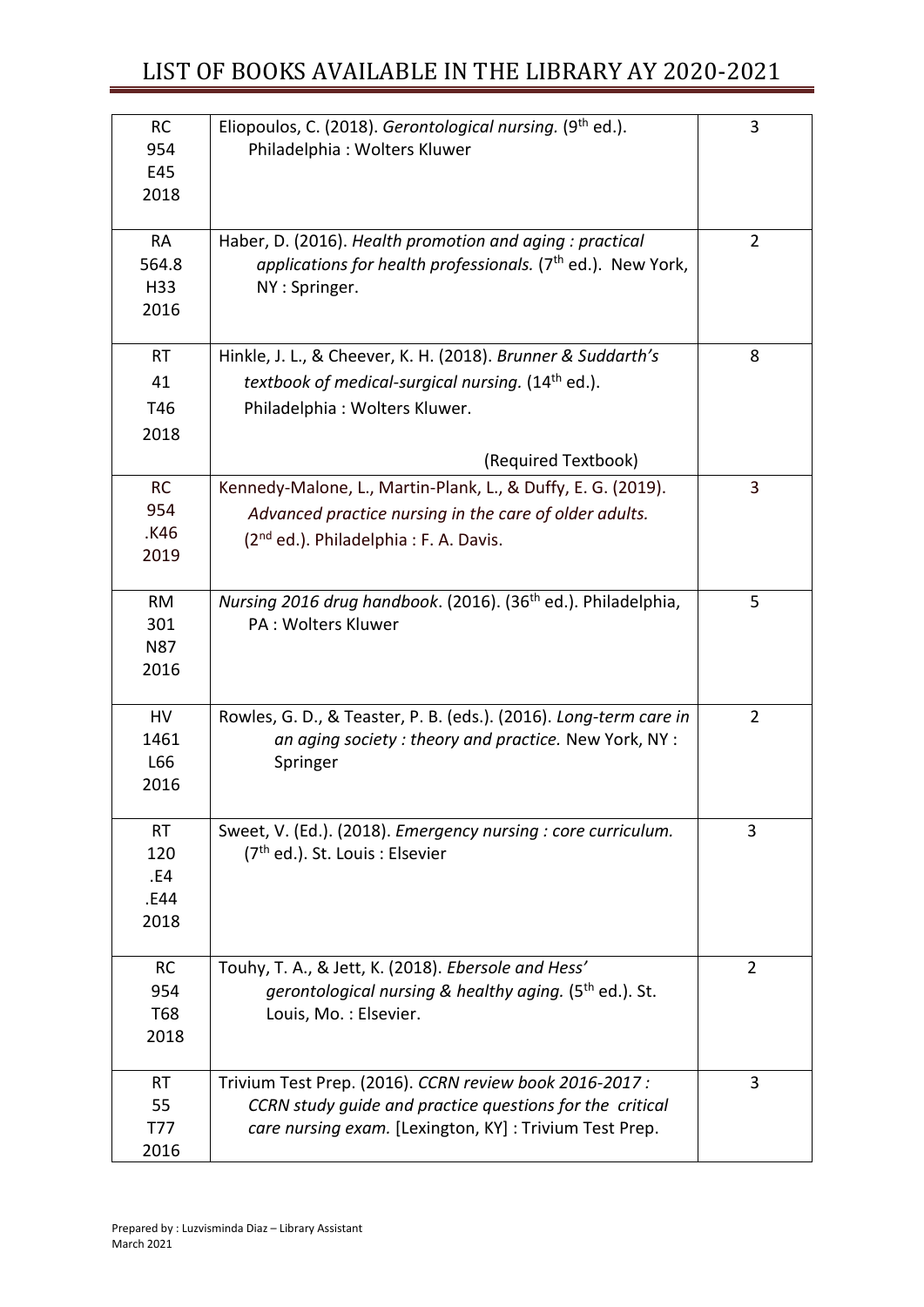| | | |
|---|---|---|
| RC 954 E45 2018 | Eliopoulos, C. (2018). *Gerontological nursing.* (9th ed.). Philadelphia : Wolters Kluwer | 3 |
| RA 564.8 H33 2016 | Haber, D. (2016). *Health promotion and aging : practical applications for health professionals.* (7th ed.). New York, NY : Springer. | 2 |
| RT 41 T46 2018 | Hinkle, J. L., & Cheever, K. H. (2018). *Brunner & Suddarth's textbook of medical-surgical nursing.* (14th ed.). Philadelphia : Wolters Kluwer. (Required Textbook) | 8 |
| RC 954 .K46 2019 | Kennedy-Malone, L., Martin-Plank, L., & Duffy, E. G. (2019). *Advanced practice nursing in the care of older adults.* (2nd ed.). Philadelphia : F. A. Davis. | 3 |
| RM 301 N87 2016 | *Nursing 2016 drug handbook*. (2016). (36th ed.). Philadelphia, PA : Wolters Kluwer | 5 |
| HV 1461 L66 2016 | Rowles, G. D., & Teaster, P. B. (eds.). (2016). *Long-term care in an aging society : theory and practice.* New York, NY : Springer | 2 |
| RT 120 .E4 .E44 2018 | Sweet, V. (Ed.). (2018). *Emergency nursing : core curriculum.* (7th ed.). St. Louis : Elsevier | 3 |
| RC 954 T68 2018 | Touhy, T. A., & Jett, K. (2018). *Ebersole and Hess' gerontological nursing & healthy aging.* (5th ed.). St. Louis, Mo. : Elsevier. | 2 |
| RT 55 T77 2016 | Trivium Test Prep. (2016). *CCRN review book 2016-2017 : CCRN study guide and practice questions for the critical care nursing exam.* [Lexington, KY] : Trivium Test Prep. | 3 |

Prepared by : Luzvisminda Diaz – Library Assistant
March 2021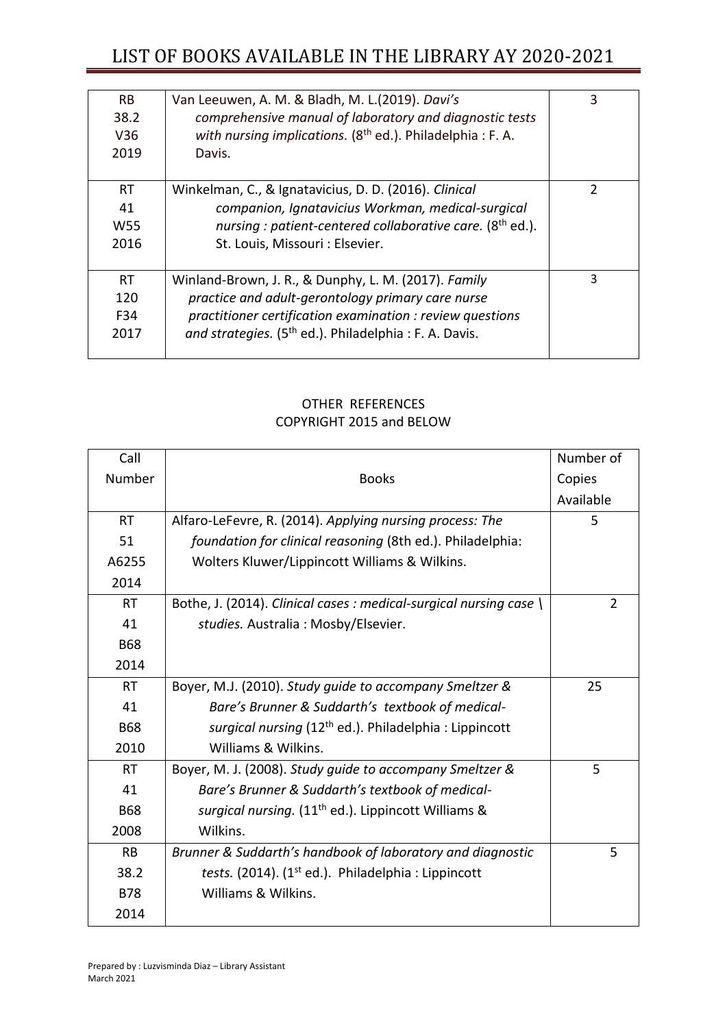| | | |
|---|---|---|
| RB 38.2 V36 2019 | Van Leeuwen, A. M. & Bladh, M. L.(2019). *Davi's comprehensive manual of laboratory and diagnostic tests with nursing implications.* (8th ed.). Philadelphia : F. A. Davis. | 3 |
| RT 41 W55 2016 | Winkelman, C., & Ignatavicius, D. D. (2016). *Clinical companion, Ignatavicius Workman, medical-surgical nursing : patient-centered collaborative care.* (8th ed.). St. Louis, Missouri : Elsevier. | 2 |
| RT 120 F34 2017 | Winland-Brown, J. R., & Dunphy, L. M. (2017). *Family practice and adult-gerontology primary care nurse practitioner certification examination : review questions and strategies.* (5th ed.). Philadelphia : F. A. Davis. | 3 |

OTHER REFERENCES
COPYRIGHT 2015 and BELOW

| Call Number | Books | Number of Copies Available |
|---|---|---|
| RT 51 A6255 2014 | Alfaro-LeFevre, R. (2014). *Applying nursing process: The foundation for clinical reasoning* (8th ed.). Philadelphia: Wolters Kluwer/Lippincott Williams & Wilkins. | 5 |
| RT 41 B68 2014 | Bothe, J. (2014). *Clinical cases : medical-surgical nursing case \ studies.* Australia : Mosby/Elsevier. | 2 |
| RT 41 B68 2010 | Boyer, M.J. (2010). *Study guide to accompany Smeltzer & Bare's Brunner & Suddarth's textbook of medical-surgical nursing* (12th ed.). Philadelphia : Lippincott Williams & Wilkins. | 25 |
| RT 41 B68 2008 | Boyer, M. J. (2008). *Study guide to accompany Smeltzer & Bare's Brunner & Suddarth's textbook of medical-surgical nursing.* (11th ed.). Lippincott Williams & Wilkins. | 5 |
| RB 38.2 B78 2014 | *Brunner & Suddarth's handbook of laboratory and diagnostic tests.* (2014). (1st ed.). Philadelphia : Lippincott Williams & Wilkins. | 5 |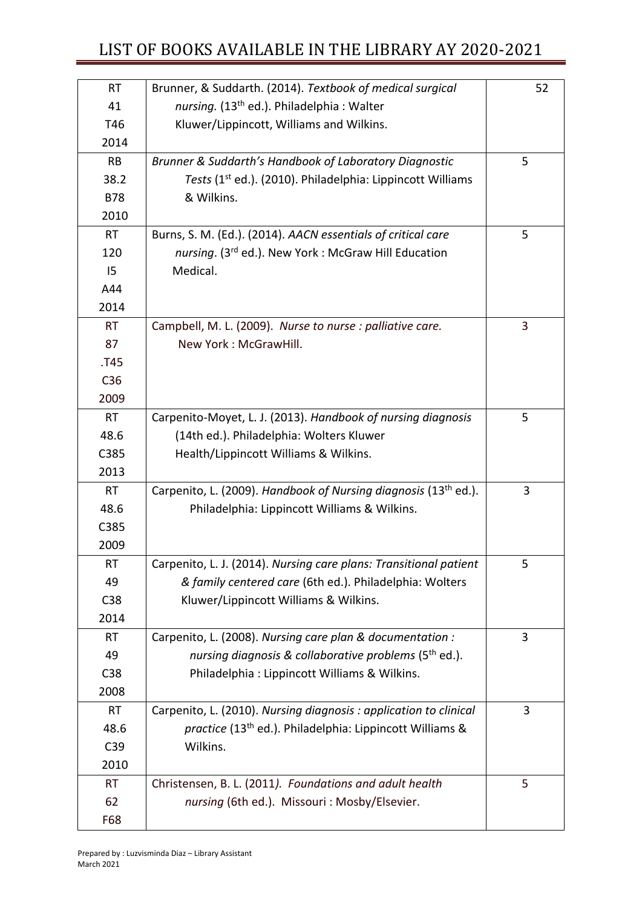| | | |
|---|---|---|
| RT 41 T46 2014 | Brunner, & Suddarth. (2014). *Textbook of medical surgical nursing.* (13th ed.). Philadelphia : Walter Kluwer/Lippincott, Williams and Wilkins. | 52 |
| RB 38.2 B78 2010 | *Brunner & Suddarth's Handbook of Laboratory Diagnostic Tests* (1st ed.). (2010). Philadelphia: Lippincott Williams & Wilkins. | 5 |
| RT 120 I5 A44 2014 | Burns, S. M. (Ed.). (2014). *AACN essentials of critical care nursing*. (3rd ed.). New York : McGraw Hill Education Medical. | 5 |
| RT 87 .T45 C36 2009 | Campbell, M. L. (2009). *Nurse to nurse : palliative care.* New York : McGrawHill. | 3 |
| RT 48.6 C385 2013 | Carpenito-Moyet, L. J. (2013). *Handbook of nursing diagnosis* (14th ed.). Philadelphia: Wolters Kluwer Health/Lippincott Williams & Wilkins. | 5 |
| RT 48.6 C385 2009 | Carpenito, L. (2009). *Handbook of Nursing diagnosis* (13th ed.). Philadelphia: Lippincott Williams & Wilkins. | 3 |
| RT 49 C38 2014 | Carpenito, L. J. (2014). *Nursing care plans: Transitional patient & family centered care* (6th ed.). Philadelphia: Wolters Kluwer/Lippincott Williams & Wilkins. | 5 |
| RT 49 C38 2008 | Carpenito, L. (2008). *Nursing care plan & documentation : nursing diagnosis & collaborative problems* (5th ed.). Philadelphia : Lippincott Williams & Wilkins. | 3 |
| RT 48.6 C39 2010 | Carpenito, L. (2010). *Nursing diagnosis : application to clinical practice* (13th ed.). Philadelphia: Lippincott Williams & Wilkins. | 3 |
| RT 62 F68 | Christensen, B. L. (2011*). Foundations and adult health nursing* (6th ed.). Missouri : Mosby/Elsevier. | 5 |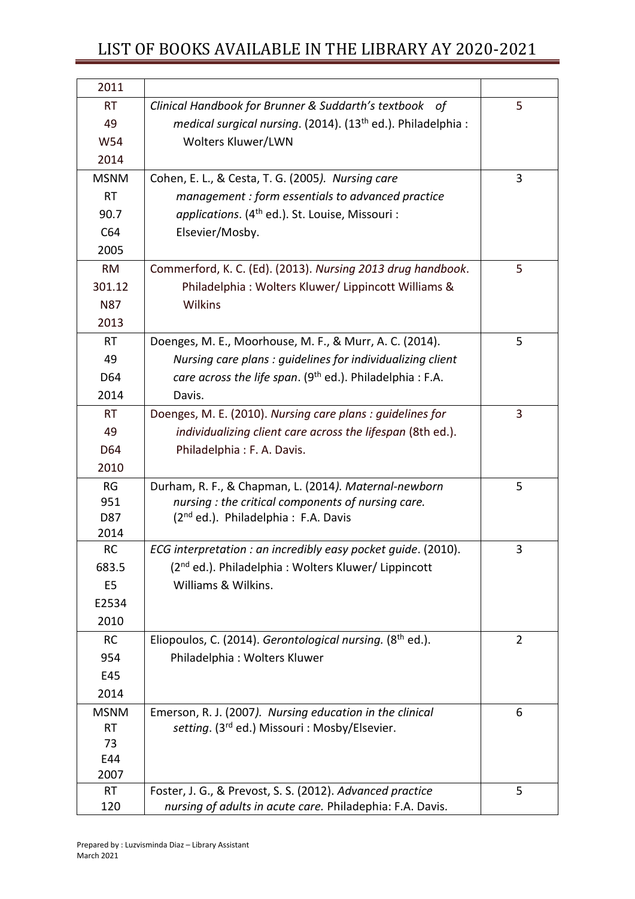| | | |
|---|---|---|
| 2011 | | |
| RT 49 W54 2014 | *Clinical Handbook for Brunner & Suddarth's textbook of medical surgical nursing*. (2014). (13th ed.). Philadelphia : Wolters Kluwer/LWN | 5 |
| MSNM RT 90.7 C64 2005 | Cohen, E. L., & Cesta, T. G. (2005*). Nursing care management : form essentials to advanced practice applications*. (4th ed.). St. Louise, Missouri : Elsevier/Mosby. | 3 |
| RM 301.12 N87 2013 | Commerford, K. C. (Ed). (2013). *Nursing 2013 drug handbook*. Philadelphia : Wolters Kluwer/ Lippincott Williams & Wilkins | 5 |
| RT 49 D64 2014 | Doenges, M. E., Moorhouse, M. F., & Murr, A. C. (2014). *Nursing care plans : guidelines for individualizing client care across the life span*. (9th ed.). Philadelphia : F.A. Davis. | 5 |
| RT 49 D64 2010 | Doenges, M. E. (2010). *Nursing care plans : guidelines for individualizing client care across the lifespan* (8th ed.). Philadelphia : F. A. Davis. | 3 |
| RG 951 D87 2014 | Durham, R. F., & Chapman, L. (2014*). Maternal-newborn nursing : the critical components of nursing care.* (2nd ed.). Philadelphia : F.A. Davis | 5 |
| RC 683.5 E5 E2534 2010 | *ECG interpretation : an incredibly easy pocket guide*. (2010). (2nd ed.). Philadelphia : Wolters Kluwer/ Lippincott Williams & Wilkins. | 3 |
| RC 954 E45 2014 | Eliopoulos, C. (2014). *Gerontological nursing.* (8th ed.). Philadelphia : Wolters Kluwer | 2 |
| MSNM RT 73 E44 2007 | Emerson, R. J. (2007*). Nursing education in the clinical setting*. (3rd ed.) Missouri : Mosby/Elsevier. | 6 |
| RT 120 | Foster, J. G., & Prevost, S. S. (2012). *Advanced practice nursing of adults in acute care.* Philadephia: F.A. Davis. | 5 |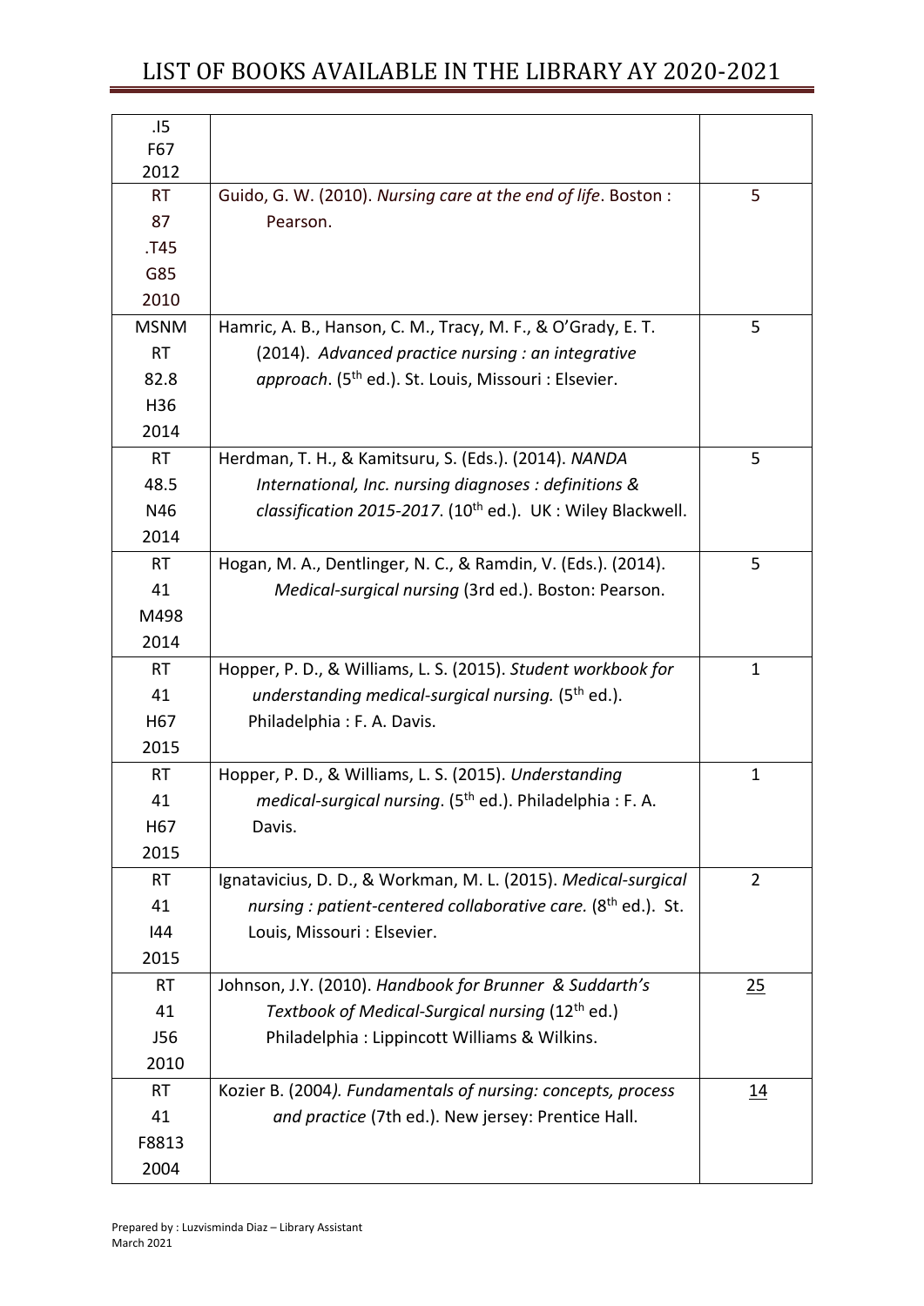| | | |
|---|---|---|
| .I5<br>F67<br>2012 | | |
| RT<br>87<br>.T45<br>G85<br>2010 | Guido, G. W. (2010). *Nursing care at the end of life*. Boston : Pearson. | 5 |
| MSNM<br>RT<br>82.8<br>H36<br>2014 | Hamric, A. B., Hanson, C. M., Tracy, M. F., & O'Grady, E. T. (2014). *Advanced practice nursing : an integrative approach*. (5th ed.). St. Louis, Missouri : Elsevier. | 5 |
| RT<br>48.5<br>N46<br>2014 | Herdman, T. H., & Kamitsuru, S. (Eds.). (2014). *NANDA International, Inc. nursing diagnoses : definitions & classification 2015-2017*. (10th ed.). UK : Wiley Blackwell. | 5 |
| RT<br>41<br>M498<br>2014 | Hogan, M. A., Dentlinger, N. C., & Ramdin, V. (Eds.). (2014). *Medical-surgical nursing* (3rd ed.). Boston: Pearson. | 5 |
| RT<br>41<br>H67<br>2015 | Hopper, P. D., & Williams, L. S. (2015). *Student workbook for understanding medical-surgical nursing.* (5th ed.). Philadelphia : F. A. Davis. | 1 |
| RT<br>41<br>H67<br>2015 | Hopper, P. D., & Williams, L. S. (2015). *Understanding medical-surgical nursing*. (5th ed.). Philadelphia : F. A. Davis. | 1 |
| RT<br>41<br>I44<br>2015 | Ignatavicius, D. D., & Workman, M. L. (2015). *Medical-surgical nursing : patient-centered collaborative care.* (8th ed.). St. Louis, Missouri : Elsevier. | 2 |
| RT<br>41<br>J56<br>2010 | Johnson, J.Y. (2010). *Handbook for Brunner & Suddarth's Textbook of Medical-Surgical nursing* (12th ed.) Philadelphia : Lippincott Williams & Wilkins. | 25 |
| RT<br>41<br>F8813<br>2004 | Kozier B. (2004*). Fundamentals of nursing: concepts, process and practice* (7th ed.). New jersey: Prentice Hall. | 14 |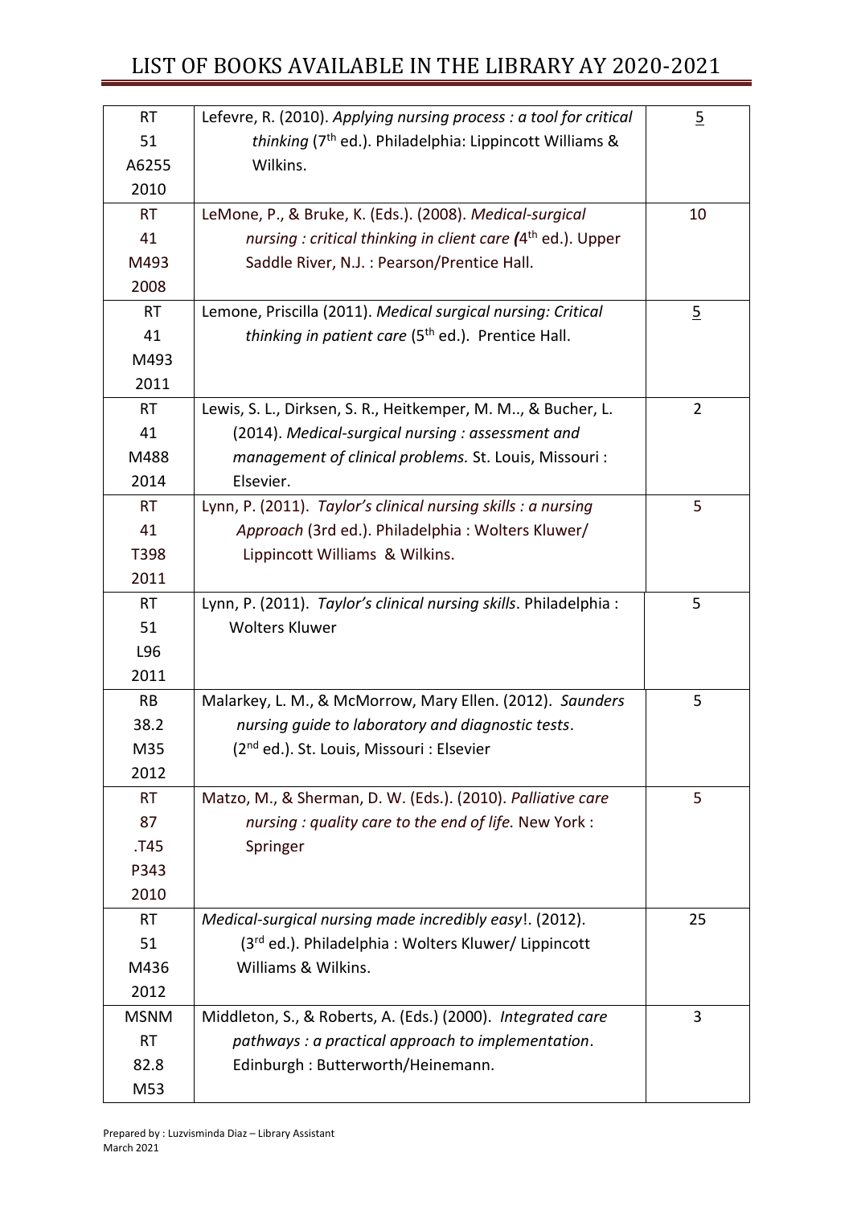# LIST OF BOOKS AVAILABLE IN THE LIBRARY AY 2020-2021

| | | |
|---|---|---|
| RT 51 A6255 2010 | Lefevre, R. (2010). *Applying nursing process : a tool for critical thinking* (7th ed.). Philadelphia: Lippincott Williams & Wilkins. | 5 |
| RT 41 M493 2008 | LeMone, P., & Bruke, K. (Eds.). (2008). *Medical-surgical nursing : critical thinking in client care (*4th ed.). Upper Saddle River, N.J. : Pearson/Prentice Hall. | 10 |
| RT 41 M493 2011 | Lemone, Priscilla (2011). *Medical surgical nursing: Critical thinking in patient care* (5th ed.). Prentice Hall. | 5 |
| RT 41 M488 2014 | Lewis, S. L., Dirksen, S. R., Heitkemper, M. M.., & Bucher, L. (2014). *Medical-surgical nursing : assessment and management of clinical problems.* St. Louis, Missouri : Elsevier. | 2 |
| RT 41 T398 2011 | Lynn, P. (2011). *Taylor's clinical nursing skills : a nursing Approach* (3rd ed.). Philadelphia : Wolters Kluwer/ Lippincott Williams & Wilkins. | 5 |
| RT 51 L96 2011 | Lynn, P. (2011). *Taylor's clinical nursing skills*. Philadelphia : Wolters Kluwer | 5 |
| RB 38.2 M35 2012 | Malarkey, L. M., & McMorrow, Mary Ellen. (2012). *Saunders nursing guide to laboratory and diagnostic tests*. (2nd ed.). St. Louis, Missouri : Elsevier | 5 |
| RT 87 .T45 P343 2010 | Matzo, M., & Sherman, D. W. (Eds.). (2010). *Palliative care nursing : quality care to the end of life.* New York : Springer | 5 |
| RT 51 M436 2012 | *Medical-surgical nursing made incredibly easy*!. (2012). (3rd ed.). Philadelphia : Wolters Kluwer/ Lippincott Williams & Wilkins. | 25 |
| MSNM RT 82.8 M53 | Middleton, S., & Roberts, A. (Eds.) (2000). *Integrated care pathways : a practical approach to implementation*. Edinburgh : Butterworth/Heinemann. | 3 |

Prepared by : Luzvisminda Diaz – Library Assistant
March 2021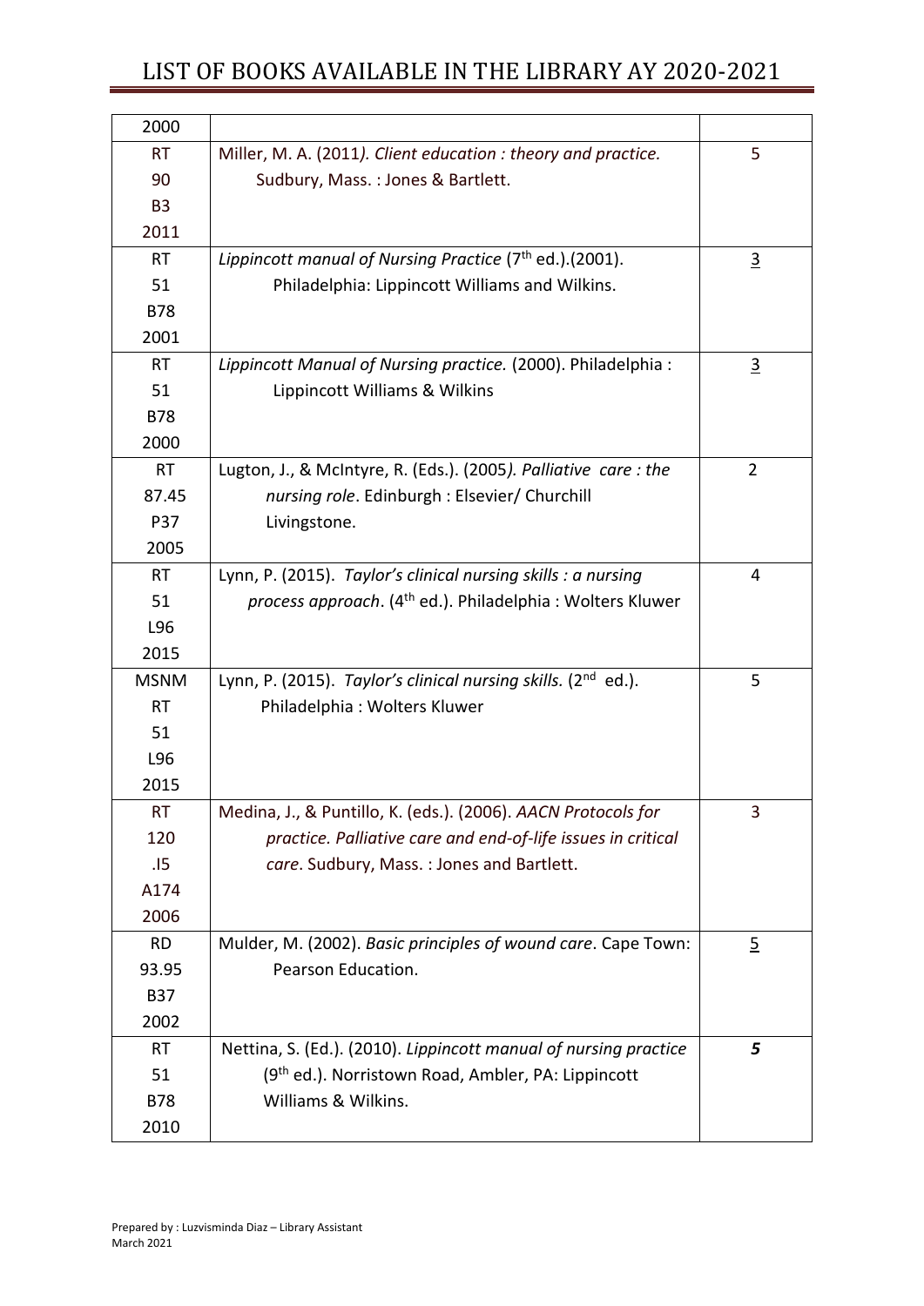| | | |
|---|---|---|
| 2000 | | |
| RT 90 B3 2011 | Miller, M. A. (2011*). Client education : theory and practice.* Sudbury, Mass. : Jones & Bartlett. | 5 |
| RT 51 B78 2001 | *Lippincott manual of Nursing Practice* (7th ed.).(2001). Philadelphia: Lippincott Williams and Wilkins. | 3 |
| RT 51 B78 2000 | *Lippincott Manual of Nursing practice.* (2000). Philadelphia : Lippincott Williams & Wilkins | 3 |
| RT 87.45 P37 2005 | Lugton, J., & McIntyre, R. (Eds.). (2005*). Palliative care : the nursing role*. Edinburgh : Elsevier/ Churchill Livingstone. | 2 |
| RT 51 L96 2015 | Lynn, P. (2015). *Taylor's clinical nursing skills : a nursing process approach*. (4th ed.). Philadelphia : Wolters Kluwer | 4 |
| MSNM RT 51 L96 2015 | Lynn, P. (2015). *Taylor's clinical nursing skills.* (2nd ed.). Philadelphia : Wolters Kluwer | 5 |
| RT 120 .I5 A174 2006 | Medina, J., & Puntillo, K. (eds.). (2006). *AACN Protocols for practice. Palliative care and end-of-life issues in critical care*. Sudbury, Mass. : Jones and Bartlett. | 3 |
| RD 93.95 B37 2002 | Mulder, M. (2002). *Basic principles of wound care*. Cape Town: Pearson Education. | 5 |
| RT 51 B78 2010 | Nettina, S. (Ed.). (2010). *Lippincott manual of nursing practice* (9th ed.). Norristown Road, Ambler, PA: Lippincott Williams & Wilkins. | ***5*** |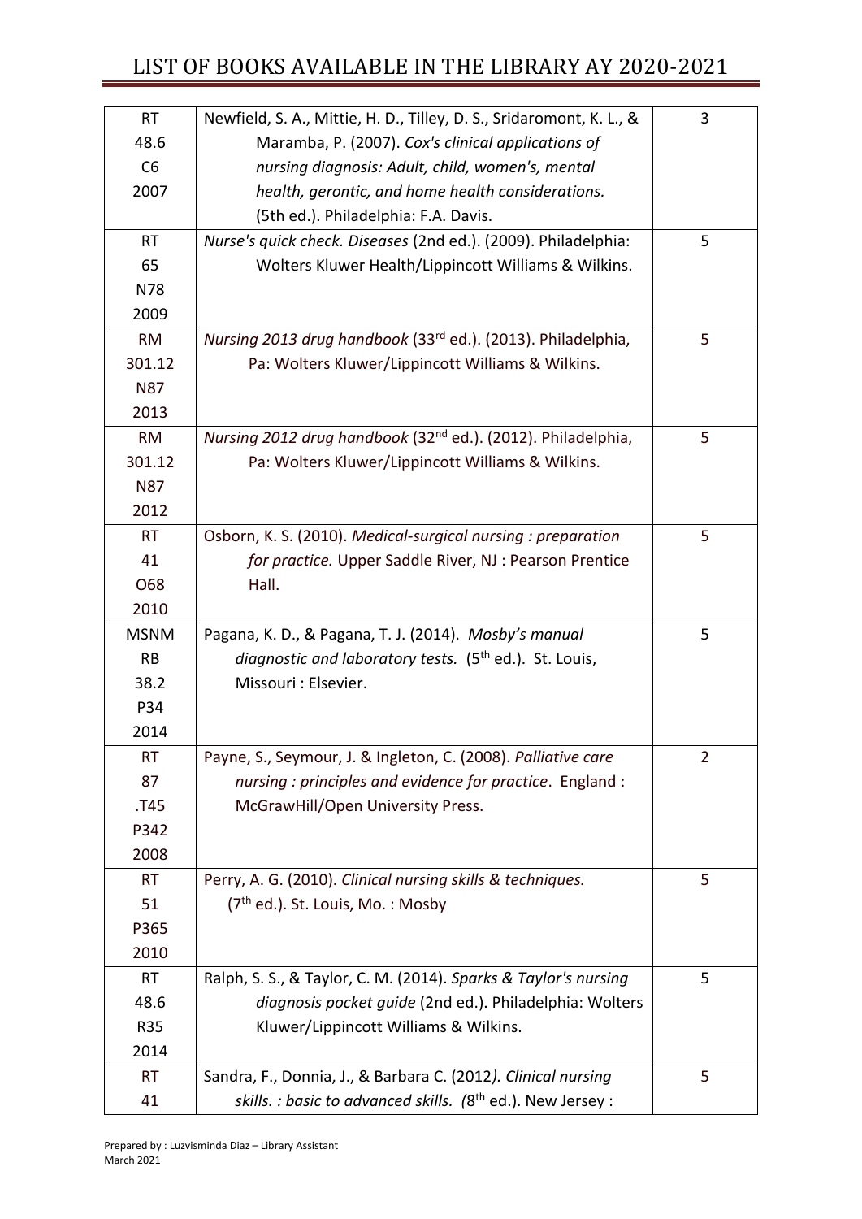| | | |
|---|---|---|
| RT 48.6 C6 2007 | Newfield, S. A., Mittie, H. D., Tilley, D. S., Sridaromont, K. L., & Maramba, P. (2007). *Cox's clinical applications of nursing diagnosis: Adult, child, women's, mental health, gerontic, and home health considerations.* (5th ed.). Philadelphia: F.A. Davis. | 3 |
| RT 65 N78 2009 | *Nurse's quick check. Diseases* (2nd ed.). (2009). Philadelphia: Wolters Kluwer Health/Lippincott Williams & Wilkins. | 5 |
| RM 301.12 N87 2013 | *Nursing 2013 drug handbook* (33rd ed.). (2013). Philadelphia, Pa: Wolters Kluwer/Lippincott Williams & Wilkins. | 5 |
| RM 301.12 N87 2012 | *Nursing 2012 drug handbook* (32nd ed.). (2012). Philadelphia, Pa: Wolters Kluwer/Lippincott Williams & Wilkins. | 5 |
| RT 41 O68 2010 | Osborn, K. S. (2010). *Medical-surgical nursing : preparation for practice.* Upper Saddle River, NJ : Pearson Prentice Hall. | 5 |
| MSNM RB 38.2 P34 2014 | Pagana, K. D., & Pagana, T. J. (2014). *Mosby's manual diagnostic and laboratory tests.* (5th ed.). St. Louis, Missouri : Elsevier. | 5 |
| RT 87 .T45 P342 2008 | Payne, S., Seymour, J. & Ingleton, C. (2008). *Palliative care nursing : principles and evidence for practice*. England : McGrawHill/Open University Press. | 2 |
| RT 51 P365 2010 | Perry, A. G. (2010). *Clinical nursing skills & techniques.* (7th ed.). St. Louis, Mo. : Mosby | 5 |
| RT 48.6 R35 2014 | Ralph, S. S., & Taylor, C. M. (2014). *Sparks & Taylor's nursing diagnosis pocket guide* (2nd ed.). Philadelphia: Wolters Kluwer/Lippincott Williams & Wilkins. | 5 |
| RT 41 | Sandra, F., Donnia, J., & Barbara C. (2012*). Clinical nursing skills. : basic to advanced skills. (*8th ed.). New Jersey : | 5 |

Prepared by : Luzvisminda Diaz – Library Assistant
March 2021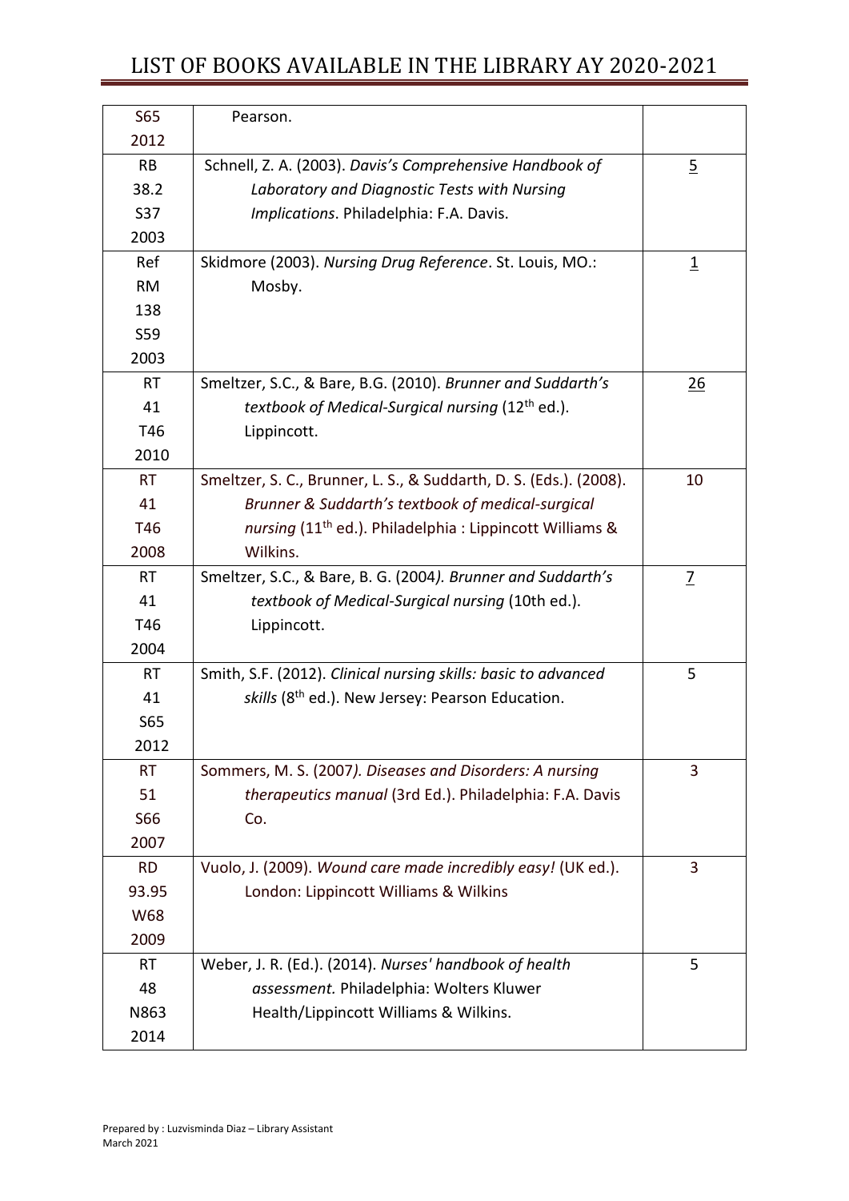| | | |
|---|---|---|
| S65 2012 | Pearson. | |
| RB 38.2 S37 2003 | Schnell, Z. A. (2003). *Davis's Comprehensive Handbook of Laboratory and Diagnostic Tests with Nursing Implications*. Philadelphia: F.A. Davis. | 5 |
| Ref RM 138 S59 2003 | Skidmore (2003). *Nursing Drug Reference*. St. Louis, MO.: Mosby. | 1 |
| RT 41 T46 2010 | Smeltzer, S.C., & Bare, B.G. (2010). *Brunner and Suddarth's textbook of Medical-Surgical nursing* (12th ed.). Lippincott. | 26 |
| RT 41 T46 2008 | Smeltzer, S. C., Brunner, L. S., & Suddarth, D. S. (Eds.). (2008). *Brunner & Suddarth's textbook of medical-surgical nursing* (11th ed.). Philadelphia : Lippincott Williams & Wilkins. | 10 |
| RT 41 T46 2004 | Smeltzer, S.C., & Bare, B. G. (2004*). Brunner and Suddarth's textbook of Medical-Surgical nursing* (10th ed.). Lippincott. | 7 |
| RT 41 S65 2012 | Smith, S.F. (2012). *Clinical nursing skills: basic to advanced skills* (8th ed.). New Jersey: Pearson Education. | 5 |
| RT 51 S66 2007 | Sommers, M. S. (2007*). Diseases and Disorders: A nursing therapeutics manual* (3rd Ed.). Philadelphia: F.A. Davis Co. | 3 |
| RD 93.95 W68 2009 | Vuolo, J. (2009). *Wound care made incredibly easy!* (UK ed.). London: Lippincott Williams & Wilkins | 3 |
| RT 48 N863 2014 | Weber, J. R. (Ed.). (2014). *Nurses' handbook of health assessment.* Philadelphia: Wolters Kluwer Health/Lippincott Williams & Wilkins. | 5 |

Prepared by : Luzvisminda Diaz – Library Assistant
March 2021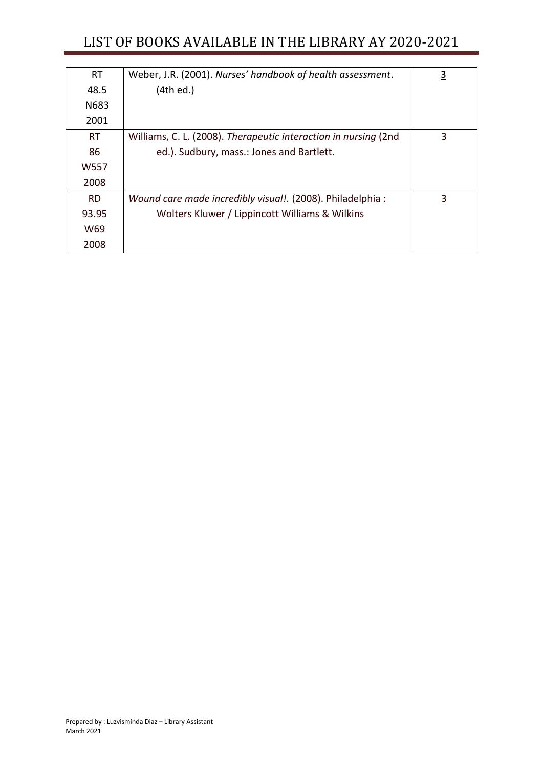| | | |
|---|---|---|
| RT 48.5 N683 2001 | Weber, J.R. (2001). *Nurses' handbook of health assessment*. (4th ed.) | 3 |
| RT 86 W557 2008 | Williams, C. L. (2008). *Therapeutic interaction in nursing* (2nd ed.). Sudbury, mass.: Jones and Bartlett. | 3 |
| RD 93.95 W69 2008 | *Wound care made incredibly visual!.* (2008). Philadelphia : Wolters Kluwer / Lippincott Williams & Wilkins | 3 |